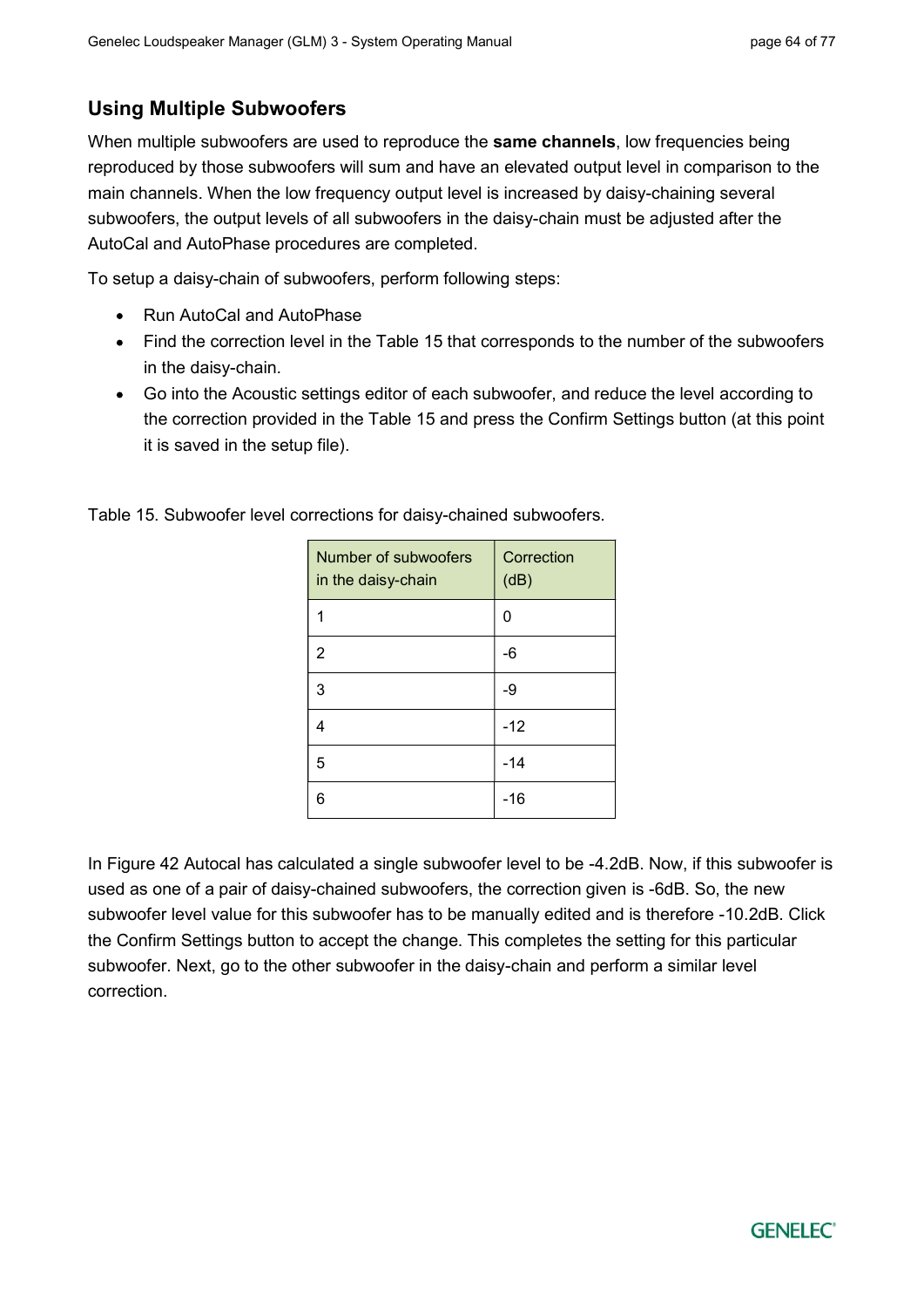## Using Multiple Subwoofers

When multiple subwoofers are used to reproduce the **same channels**, low frequencies being reproduced by those subwoofers will sum and have an elevated output level in comparison to the main channels. When the low frequency output level is increased by daisy-chaining several subwoofers, the output levels of all subwoofers in the daisy-chain must be adjusted after the AutoCal and AutoPhase procedures are completed.

To setup a daisy-chain of subwoofers, perform following steps:

- Run AutoCal and AutoPhase
- Find the correction level in the Table 15 that corresponds to the number of the subwoofers in the daisy-chain.
- Go into the Acoustic settings editor of each subwoofer, and reduce the level according to the correction provided in the Table 15 and press the Confirm Settings button (at this point it is saved in the setup file).

Table 15. Subwoofer level corrections for daisy-chained subwoofers.

| Number of subwoofers in the daisy-chain | Correction (dB) |
| --- | --- |
| 1 | 0 |
| 2 | -6 |
| 3 | -9 |
| 4 | -12 |
| 5 | -14 |
| 6 | -16 |

In Figure 42 Autocal has calculated a single subwoofer level to be -4.2dB. Now, if this subwoofer is used as one of a pair of daisy-chained subwoofers, the correction given is -6dB. So, the new subwoofer level value for this subwoofer has to be manually edited and is therefore -10.2dB. Click the Confirm Settings button to accept the change. This completes the setting for this particular subwoofer. Next, go to the other subwoofer in the daisy-chain and perform a similar level correction.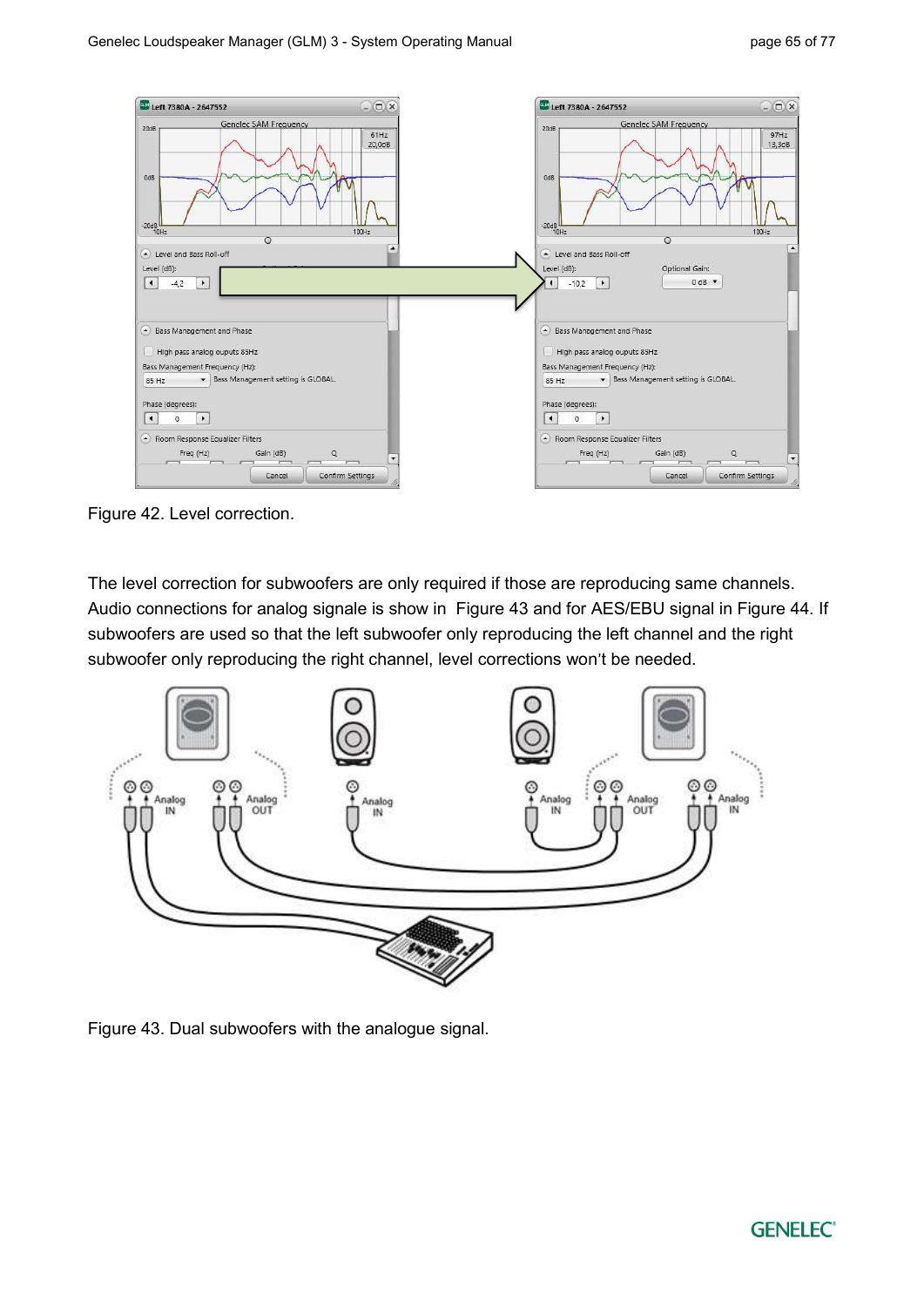Figure 42. Level correction.

The level correction for subwoofers are only required if those are reproducing same channels. Audio connections for analog signale is show in  Figure 43 and for AES/EBU signal in Figure 44. If subwoofers are used so that the left subwoofer only reproducing the left channel and the right subwoofer only reproducing the right channel, level corrections won't be needed.

Figure 43. Dual subwoofers with the analogue signal.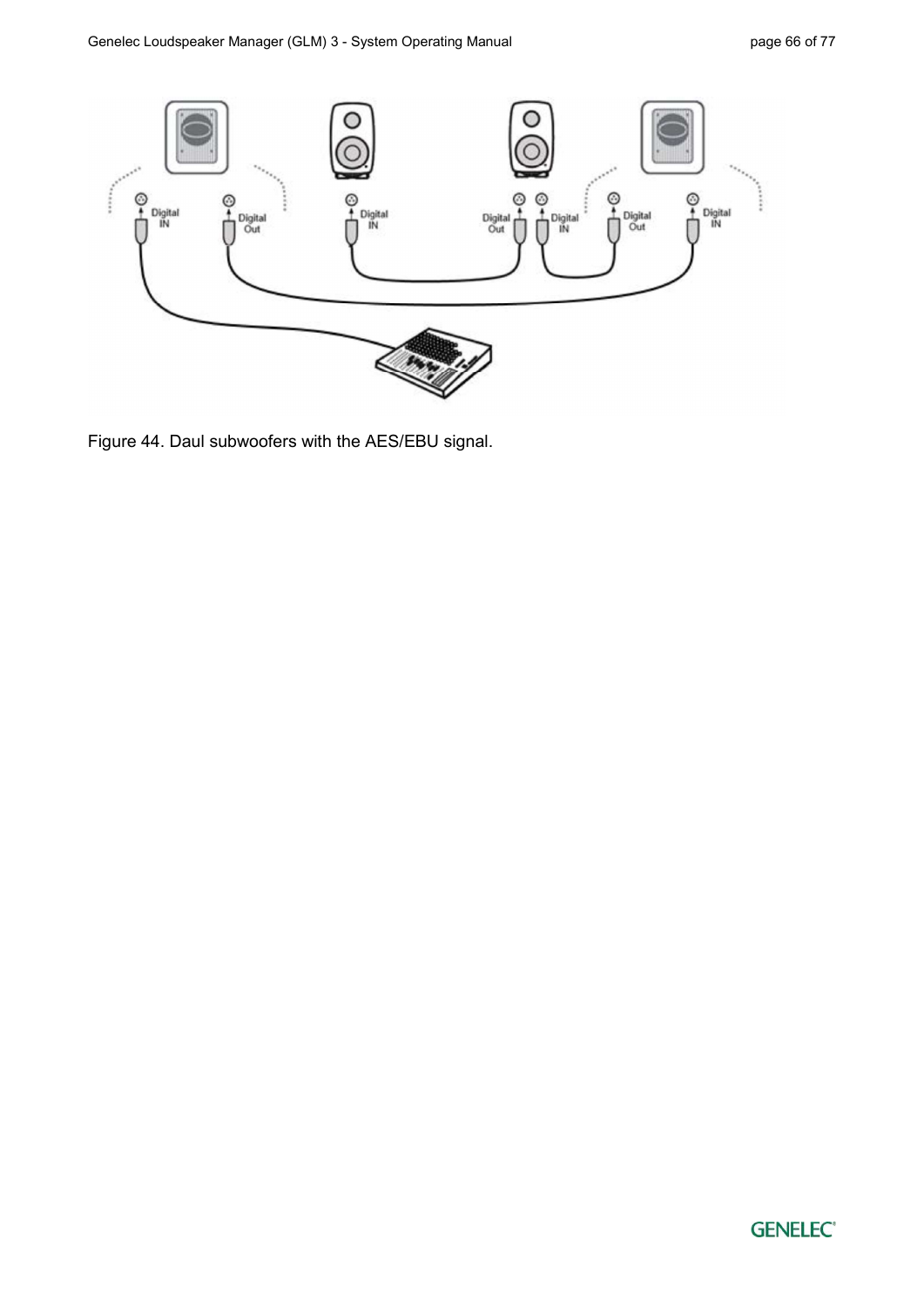Figure 44. Daul subwoofers with the AES/EBU signal.